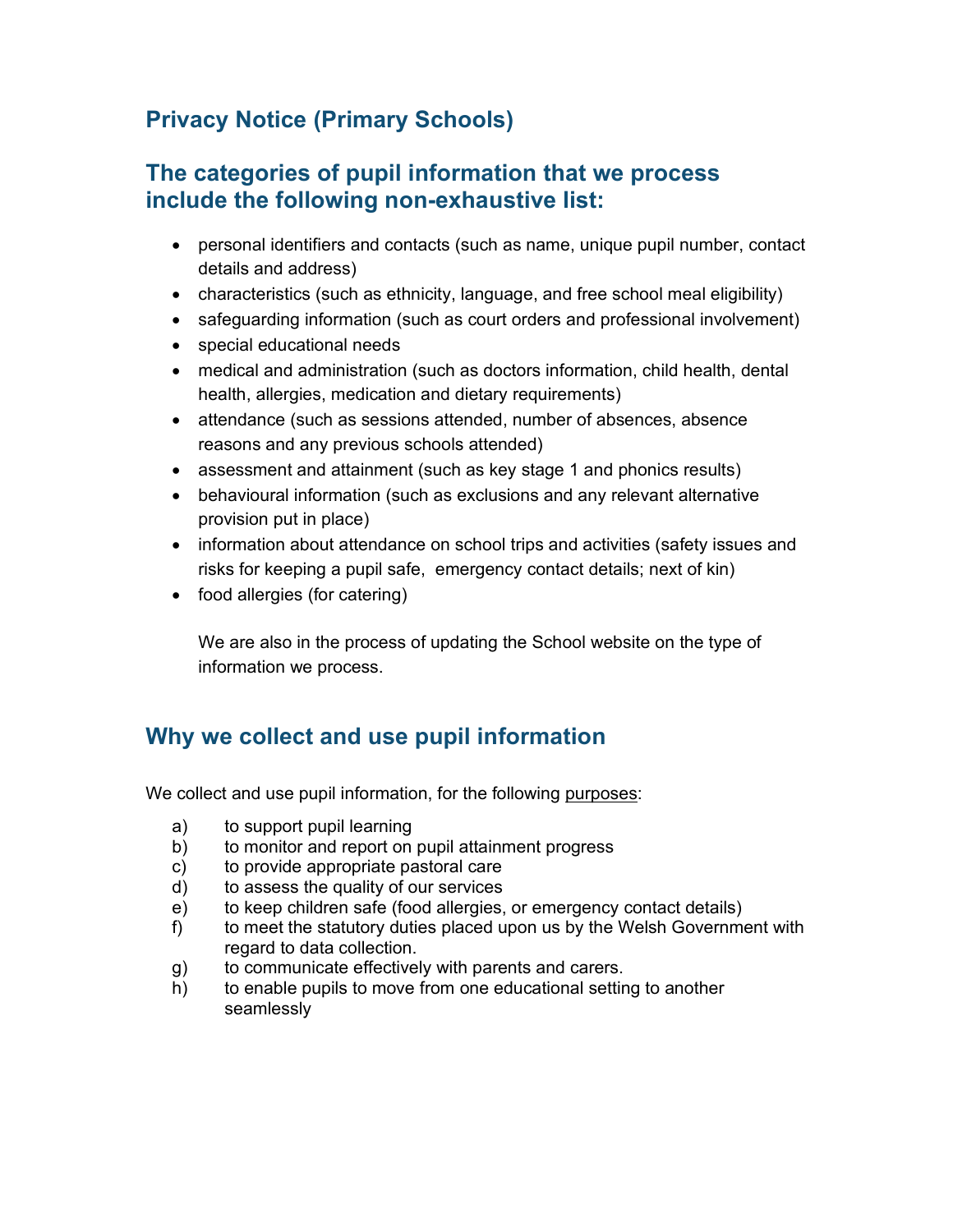# Privacy Notice (Primary Schools)

## The categories of pupil information that we process include the following non-exhaustive list:

- personal identifiers and contacts (such as name, unique pupil number, contact details and address)
- characteristics (such as ethnicity, language, and free school meal eligibility)
- safeguarding information (such as court orders and professional involvement)
- special educational needs
- medical and administration (such as doctors information, child health, dental health, allergies, medication and dietary requirements)
- attendance (such as sessions attended, number of absences, absence reasons and any previous schools attended)
- assessment and attainment (such as key stage 1 and phonics results)
- behavioural information (such as exclusions and any relevant alternative provision put in place)
- information about attendance on school trips and activities (safety issues and risks for keeping a pupil safe, emergency contact details; next of kin)
- food allergies (for catering)

  We are also in the process of updating the School website on the type of information we process.

## Why we collect and use pupil information

We collect and use pupil information, for the following purposes:

a) to support pupil learning
b) to monitor and report on pupil attainment progress
c) to provide appropriate pastoral care
d) to assess the quality of our services
e) to keep children safe (food allergies, or emergency contact details)
f) to meet the statutory duties placed upon us by the Welsh Government with regard to data collection.
g) to communicate effectively with parents and carers.
h) to enable pupils to move from one educational setting to another seamlessly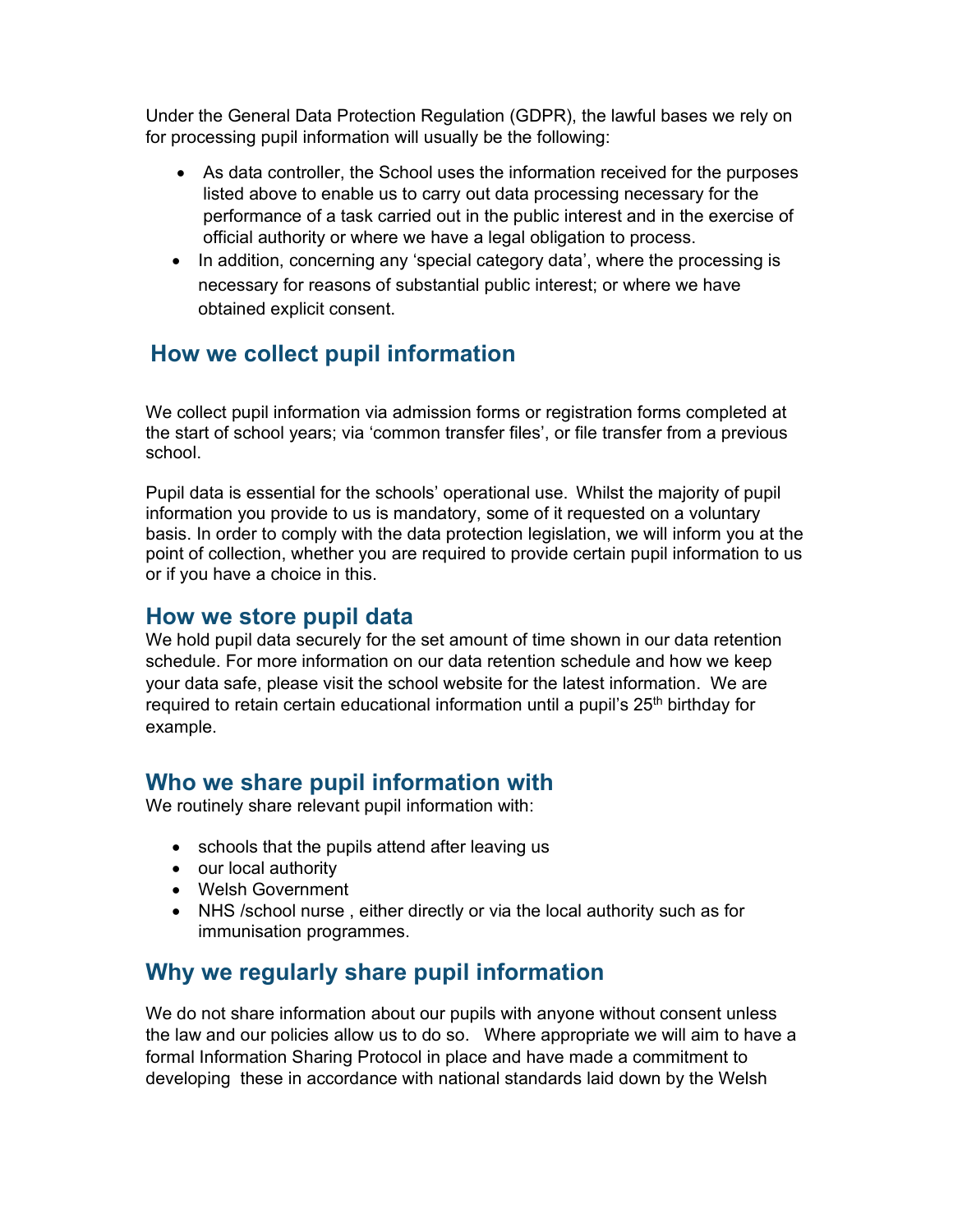Under the General Data Protection Regulation (GDPR), the lawful bases we rely on for processing pupil information will usually be the following:

- As data controller, the School uses the information received for the purposes listed above to enable us to carry out data processing necessary for the performance of a task carried out in the public interest and in the exercise of official authority or where we have a legal obligation to process.
- In addition, concerning any 'special category data', where the processing is necessary for reasons of substantial public interest; or where we have obtained explicit consent.

## How we collect pupil information

We collect pupil information via admission forms or registration forms completed at the start of school years; via 'common transfer files', or file transfer from a previous school.

Pupil data is essential for the schools' operational use. Whilst the majority of pupil information you provide to us is mandatory, some of it requested on a voluntary basis. In order to comply with the data protection legislation, we will inform you at the point of collection, whether you are required to provide certain pupil information to us or if you have a choice in this.

## How we store pupil data

We hold pupil data securely for the set amount of time shown in our data retention schedule. For more information on our data retention schedule and how we keep your data safe, please visit the school website for the latest information. We are required to retain certain educational information until a pupil's 25th birthday for example.

## Who we share pupil information with

We routinely share relevant pupil information with:

- schools that the pupils attend after leaving us
- our local authority
- Welsh Government
- NHS /school nurse , either directly or via the local authority such as for immunisation programmes.

## Why we regularly share pupil information

We do not share information about our pupils with anyone without consent unless the law and our policies allow us to do so. Where appropriate we will aim to have a formal Information Sharing Protocol in place and have made a commitment to developing these in accordance with national standards laid down by the Welsh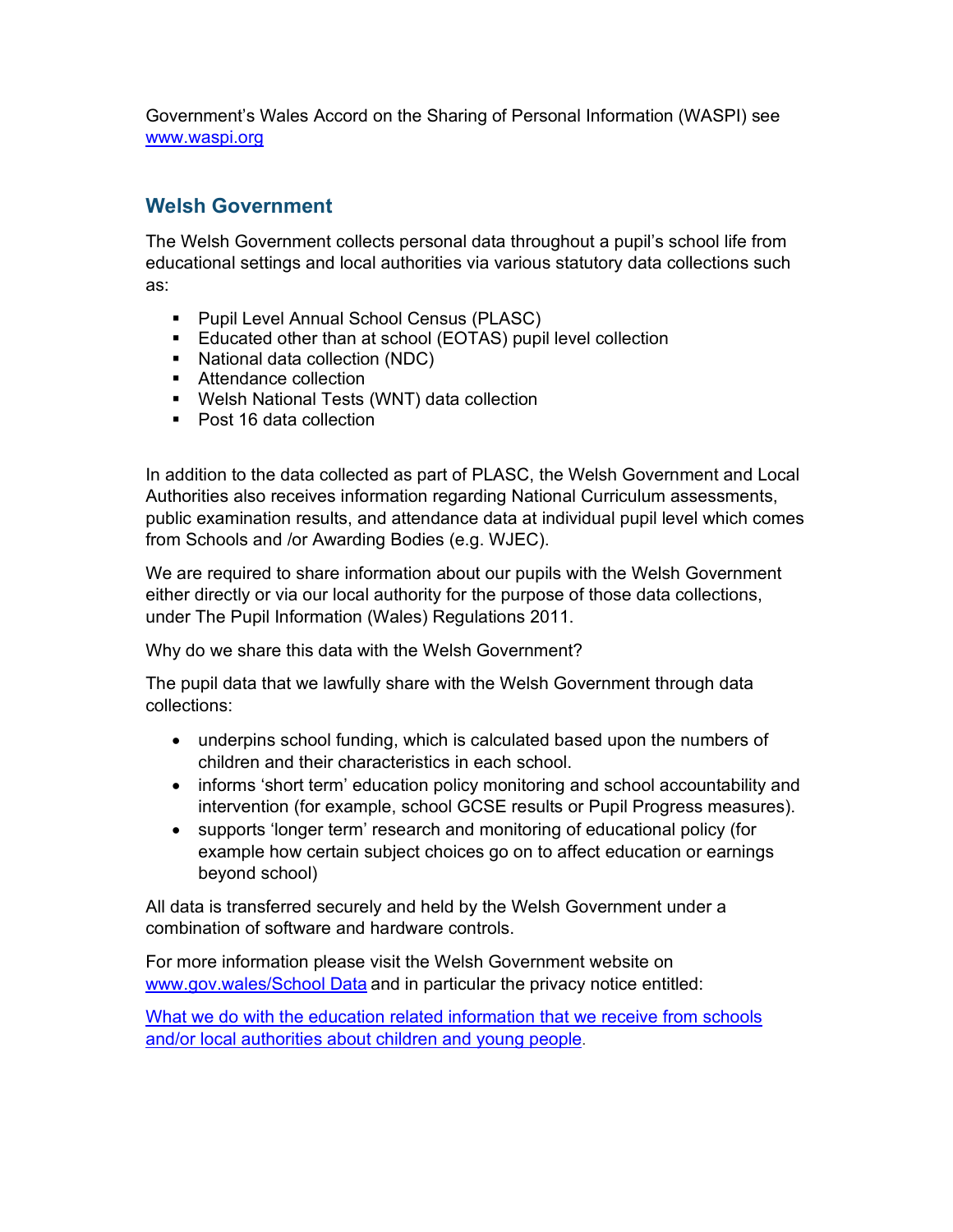Government's Wales Accord on the Sharing of Personal Information (WASPI) see [www.waspi.org](http://www.waspi.org)

## Welsh Government

The Welsh Government collects personal data throughout a pupil's school life from educational settings and local authorities via various statutory data collections such as:

- Pupil Level Annual School Census (PLASC)
- Educated other than at school (EOTAS) pupil level collection
- National data collection (NDC)
- Attendance collection
- Welsh National Tests (WNT) data collection
- Post 16 data collection

In addition to the data collected as part of PLASC, the Welsh Government and Local Authorities also receives information regarding National Curriculum assessments, public examination results, and attendance data at individual pupil level which comes from Schools and /or Awarding Bodies (e.g. WJEC).

We are required to share information about our pupils with the Welsh Government either directly or via our local authority for the purpose of those data collections, under The Pupil Information (Wales) Regulations 2011.

Why do we share this data with the Welsh Government?

The pupil data that we lawfully share with the Welsh Government through data collections:

- underpins school funding, which is calculated based upon the numbers of children and their characteristics in each school.
- informs 'short term' education policy monitoring and school accountability and intervention (for example, school GCSE results or Pupil Progress measures).
- supports 'longer term' research and monitoring of educational policy (for example how certain subject choices go on to affect education or earnings beyond school)

All data is transferred securely and held by the Welsh Government under a combination of software and hardware controls.

For more information please visit the Welsh Government website on [www.gov.wales/School Data](http://www.gov.wales/School%20Data) and in particular the privacy notice entitled:

[What we do with the education related information that we receive from schools and/or local authorities about children and young people](#).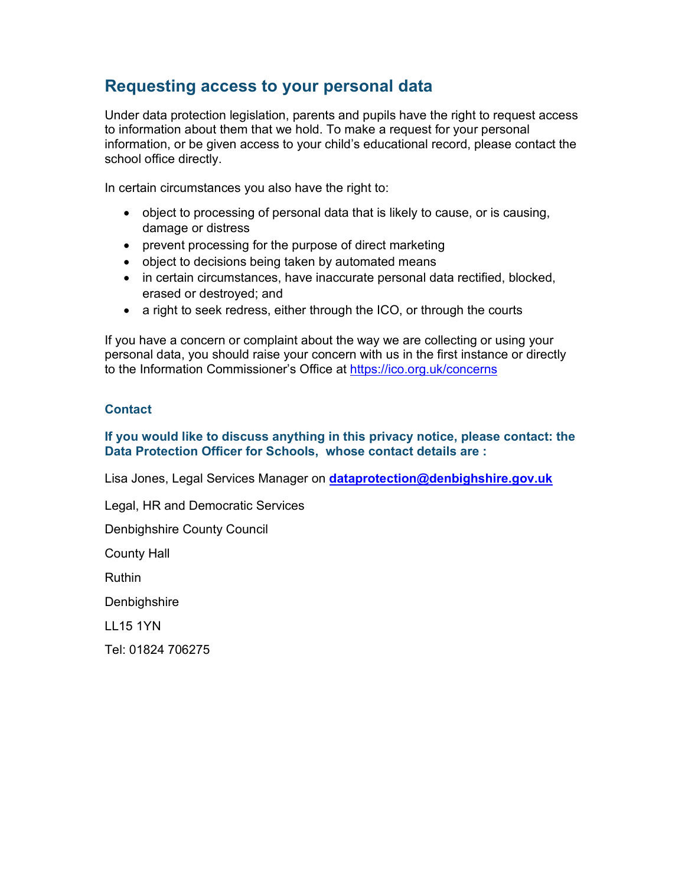## Requesting access to your personal data

Under data protection legislation, parents and pupils have the right to request access to information about them that we hold. To make a request for your personal information, or be given access to your child's educational record, please contact the school office directly.

In certain circumstances you also have the right to:

- object to processing of personal data that is likely to cause, or is causing, damage or distress
- prevent processing for the purpose of direct marketing
- object to decisions being taken by automated means
- in certain circumstances, have inaccurate personal data rectified, blocked, erased or destroyed; and
- a right to seek redress, either through the ICO, or through the courts

If you have a concern or complaint about the way we are collecting or using your personal data, you should raise your concern with us in the first instance or directly to the Information Commissioner's Office at https://ico.org.uk/concerns

### Contact

**If you would like to discuss anything in this privacy notice, please contact: the Data Protection Officer for Schools, whose contact details are :**

Lisa Jones, Legal Services Manager on **dataprotection@denbighshire.gov.uk**

Legal, HR and Democratic Services

Denbighshire County Council

County Hall

Ruthin

Denbighshire

LL15 1YN

Tel: 01824 706275